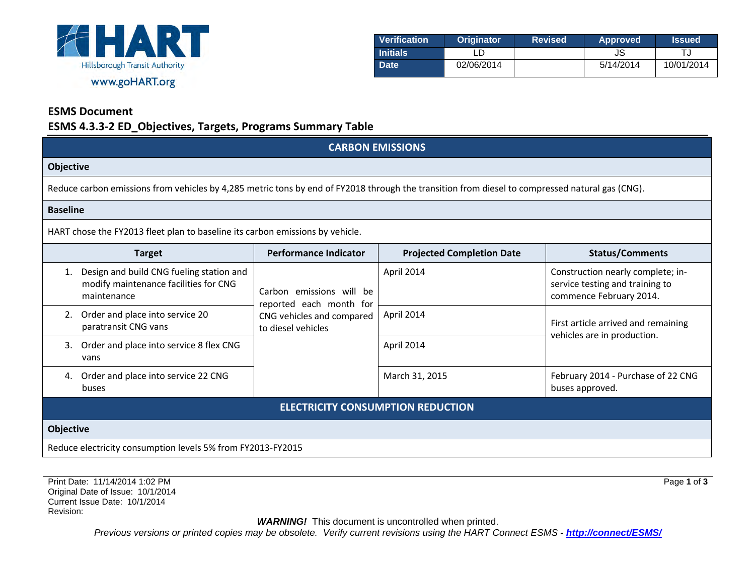HART

Hillsborough Transit Authority

www.goHART.org

| Verification | Originator | Revised | Approved | Issued |
| --- | --- | --- | --- | --- |
| Initials | LD | | JS | TJ |
| Date | 02/06/2014 | | 5/14/2014 | 10/01/2014 |

## ESMS Document

## ESMS 4.3.3-2 ED_Objectives, Targets, Programs Summary Table

### CARBON EMISSIONS

**Objective**

Reduce carbon emissions from vehicles by 4,285 metric tons by end of FY2018 through the transition from diesel to compressed natural gas (CNG).

**Baseline**

HART chose the FY2013 fleet plan to baseline its carbon emissions by vehicle.

| Target | Performance Indicator | Projected Completion Date | Status/Comments |
| --- | --- | --- | --- |
| 1. Design and build CNG fueling station and modify maintenance facilities for CNG maintenance | Carbon emissions will be reported each month for CNG vehicles and compared to diesel vehicles | April 2014 | Construction nearly complete; in-service testing and training to commence February 2014. |
| 2. Order and place into service 20 paratransit CNG vans | | April 2014 | First article arrived and remaining vehicles are in production. |
| 3. Order and place into service 8 flex CNG vans | | April 2014 | |
| 4. Order and place into service 22 CNG buses | | March 31, 2015 | February 2014 - Purchase of 22 CNG buses approved. |

### ELECTRICITY CONSUMPTION REDUCTION

**Objective**

Reduce electricity consumption levels 5% from FY2013-FY2015

Print Date: 11/14/2014 1:02 PM
Original Date of Issue: 10/1/2014
Current Issue Date: 10/1/2014
Revision:

***WARNING!*** This document is uncontrolled when printed.

*Previous versions or printed copies may be obsolete. Verify current revisions using the HART Connect ESMS - **http://connect/ESMS/***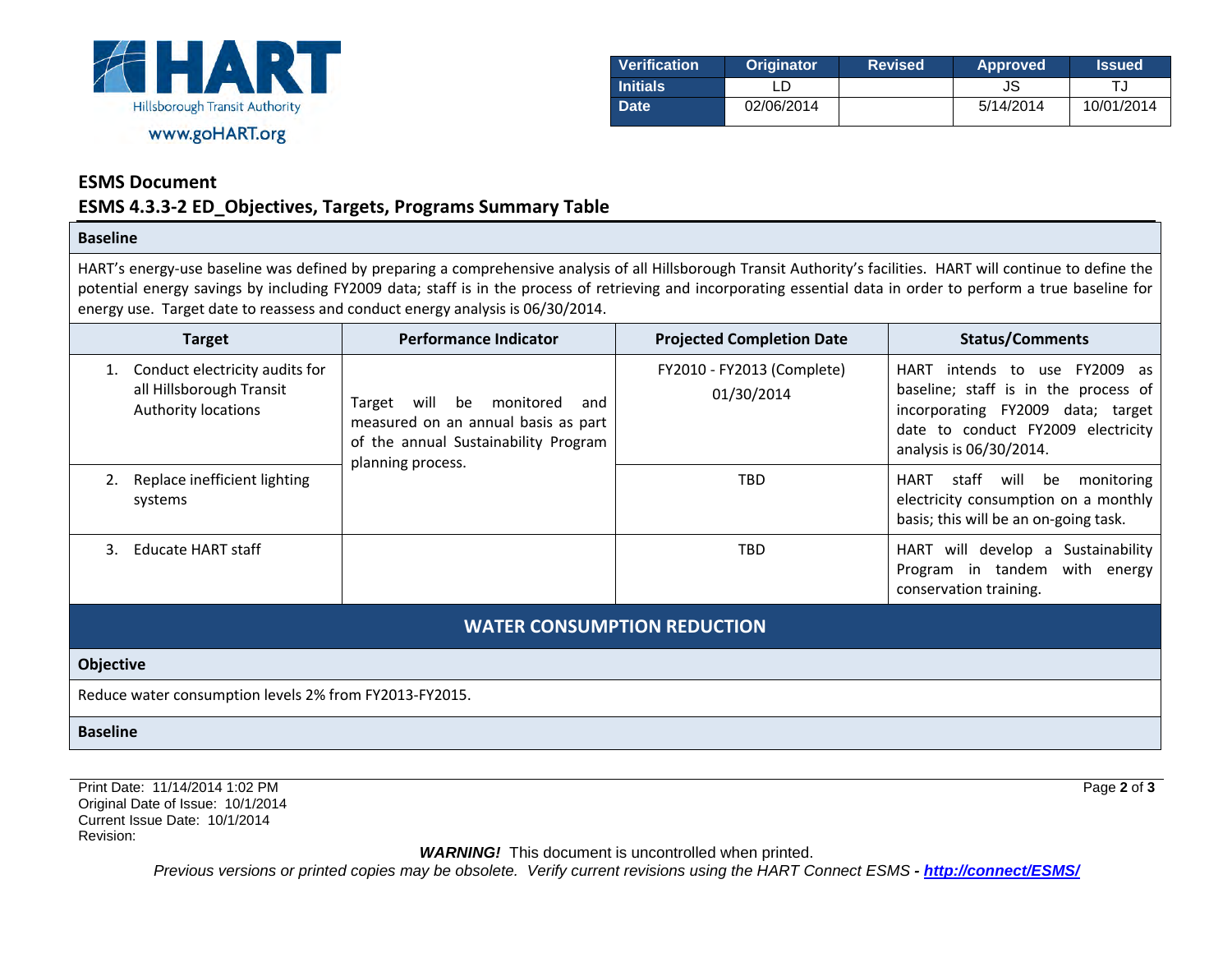| Verification | Originator | Revised | Approved | Issued |
|---|---|---|---|---|
| Initials | LD | | JS | TJ |
| Date | 02/06/2014 | | 5/14/2014 | 10/01/2014 |

**ESMS Document**

**ESMS 4.3.3-2 ED_Objectives, Targets, Programs Summary Table**

**Baseline**

HART's energy-use baseline was defined by preparing a comprehensive analysis of all Hillsborough Transit Authority's facilities. HART will continue to define the potential energy savings by including FY2009 data; staff is in the process of retrieving and incorporating essential data in order to perform a true baseline for energy use. Target date to reassess and conduct energy analysis is 06/30/2014.

| Target | Performance Indicator | Projected Completion Date | Status/Comments |
|---|---|---|---|
| 1. Conduct electricity audits for all Hillsborough Transit Authority locations | Target will be monitored and measured on an annual basis as part of the annual Sustainability Program planning process. | FY2010 - FY2013 (Complete) 01/30/2014 | HART intends to use FY2009 as baseline; staff is in the process of incorporating FY2009 data; target date to conduct FY2009 electricity analysis is 06/30/2014. |
| 2. Replace inefficient lighting systems | | TBD | HART staff will be monitoring electricity consumption on a monthly basis; this will be an on-going task. |
| 3. Educate HART staff | | TBD | HART will develop a Sustainability Program in tandem with energy conservation training. |

## WATER CONSUMPTION REDUCTION

**Objective**

Reduce water consumption levels 2% from FY2013-FY2015.

**Baseline**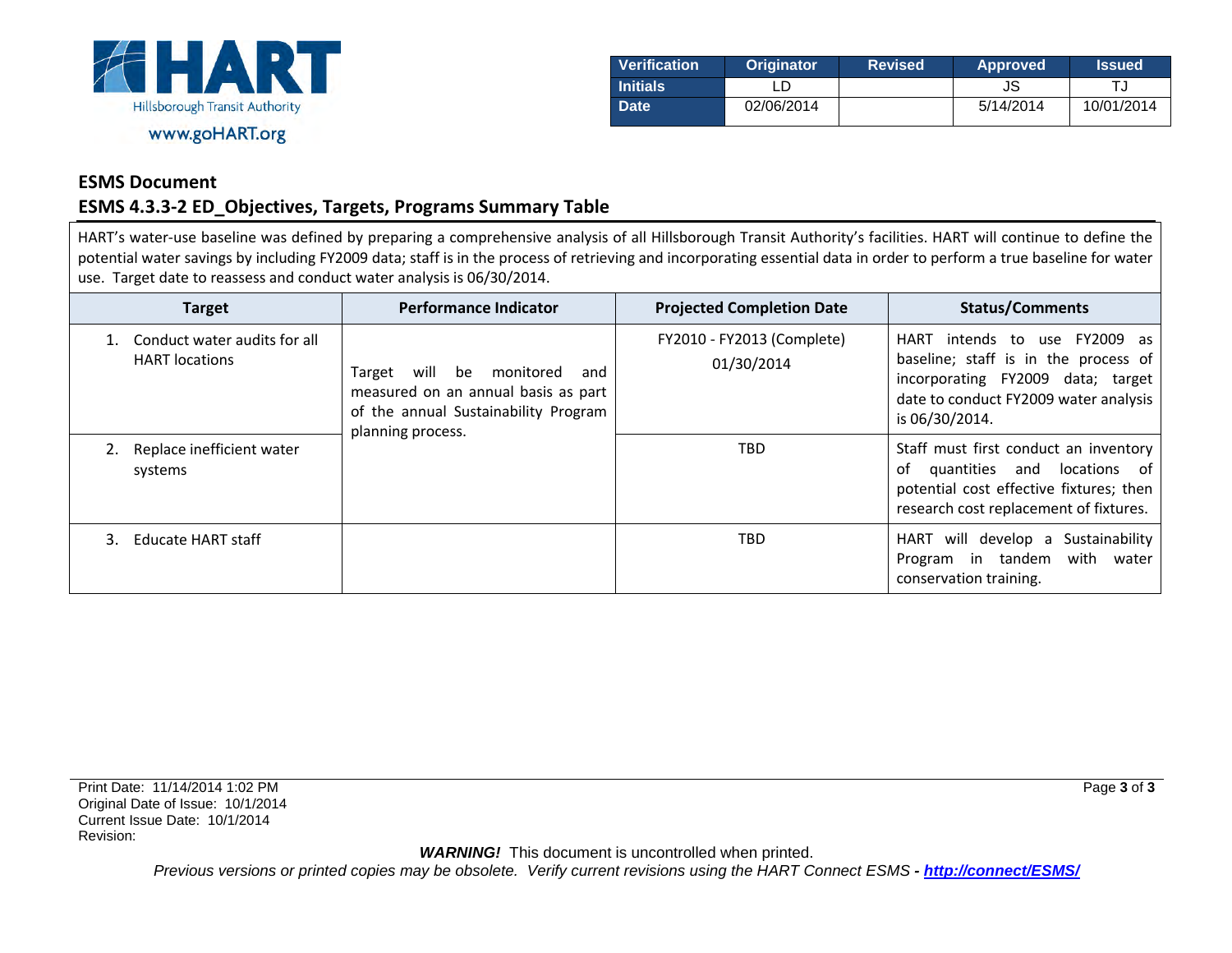HART
Hillsborough Transit Authority
www.goHART.org

| Verification | Originator | Revised | Approved | Issued |
|---|---|---|---|---|
| Initials | LD | | JS | TJ |
| Date | 02/06/2014 | | 5/14/2014 | 10/01/2014 |

## ESMS Document

## ESMS 4.3.3-2 ED_Objectives, Targets, Programs Summary Table

HART's water-use baseline was defined by preparing a comprehensive analysis of all Hillsborough Transit Authority's facilities. HART will continue to define the potential water savings by including FY2009 data; staff is in the process of retrieving and incorporating essential data in order to perform a true baseline for water use. Target date to reassess and conduct water analysis is 06/30/2014.

| Target | Performance Indicator | Projected Completion Date | Status/Comments |
|---|---|---|---|
| 1. Conduct water audits for all HART locations | Target will be monitored and measured on an annual basis as part of the annual Sustainability Program planning process. | FY2010 - FY2013 (Complete) 01/30/2014 | HART intends to use FY2009 as baseline; staff is in the process of incorporating FY2009 data; target date to conduct FY2009 water analysis is 06/30/2014. |
| 2. Replace inefficient water systems | | TBD | Staff must first conduct an inventory of quantities and locations of potential cost effective fixtures; then research cost replacement of fixtures. |
| 3. Educate HART staff | | TBD | HART will develop a Sustainability Program in tandem with water conservation training. |

Print Date: 11/14/2014 1:02 PM
Original Date of Issue: 10/1/2014
Current Issue Date: 10/1/2014
Revision:

***WARNING!*** This document is uncontrolled when printed.

*Previous versions or printed copies may be obsolete. Verify current revisions using the HART Connect ESMS - **http://connect/ESMS/***